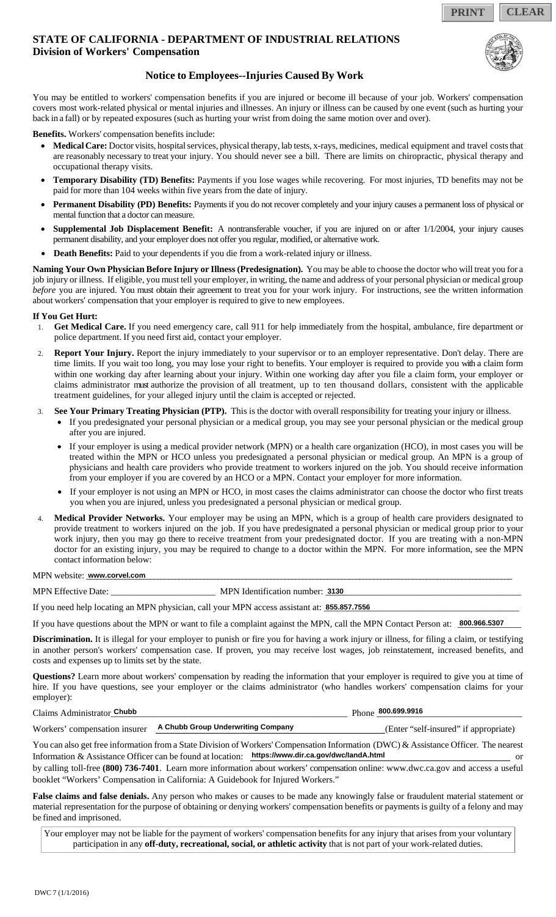PRINT CLEAR

**STATE OF CALIFORNIA - DEPARTMENT OF INDUSTRIAL RELATIONS**
**Division of Workers' Compensation**

## Notice to Employees--Injuries Caused By Work

You may be entitled to workers' compensation benefits if you are injured or become ill because of your job. Workers' compensation covers most work-related physical or mental injuries and illnesses. An injury or illness can be caused by one event (such as hurting your back in a fall) or by repeated exposures (such as hurting your wrist from doing the same motion over and over).

**Benefits.** Workers' compensation benefits include:

- **Medical Care:** Doctor visits, hospital services, physical therapy, lab tests, x-rays, medicines, medical equipment and travel costs that are reasonably necessary to treat your injury. You should never see a bill. There are limits on chiropractic, physical therapy and occupational therapy visits.
- **Temporary Disability (TD) Benefits:** Payments if you lose wages while recovering. For most injuries, TD benefits may not be paid for more than 104 weeks within five years from the date of injury.
- **Permanent Disability (PD) Benefits:** Payments if you do not recover completely and your injury causes a permanent loss of physical or mental function that a doctor can measure.
- **Supplemental Job Displacement Benefit:** A nontransferable voucher, if you are injured on or after 1/1/2004, your injury causes permanent disability, and your employer does not offer you regular, modified, or alternative work.
- **Death Benefits:** Paid to your dependents if you die from a work-related injury or illness.

**Naming Your Own Physician Before Injury or Illness (Predesignation).** You may be able to choose the doctor who will treat you for a job injury or illness. If eligible, you must tell your employer, in writing, the name and address of your personal physician or medical group *before* you are injured. You must obtain their agreement to treat you for your work injury. For instructions, see the written information about workers' compensation that your employer is required to give to new employees.

**If You Get Hurt:**

1. **Get Medical Care.** If you need emergency care, call 911 for help immediately from the hospital, ambulance, fire department or police department. If you need first aid, contact your employer.
2. **Report Your Injury.** Report the injury immediately to your supervisor or to an employer representative. Don't delay. There are time limits. If you wait too long, you may lose your right to benefits. Your employer is required to provide you with a claim form within one working day after learning about your injury. Within one working day after you file a claim form, your employer or claims administrator must authorize the provision of all treatment, up to ten thousand dollars, consistent with the applicable treatment guidelines, for your alleged injury until the claim is accepted or rejected.
3. **See Your Primary Treating Physician (PTP).** This is the doctor with overall responsibility for treating your injury or illness.
   - If you predesignated your personal physician or a medical group, you may see your personal physician or the medical group after you are injured.
   - If your employer is using a medical provider network (MPN) or a health care organization (HCO), in most cases you will be treated within the MPN or HCO unless you predesignated a personal physician or medical group. An MPN is a group of physicians and health care providers who provide treatment to workers injured on the job. You should receive information from your employer if you are covered by an HCO or a MPN. Contact your employer for more information.
   - If your employer is not using an MPN or HCO, in most cases the claims administrator can choose the doctor who first treats you when you are injured, unless you predesignated a personal physician or medical group.
4. **Medical Provider Networks.** Your employer may be using an MPN, which is a group of health care providers designated to provide treatment to workers injured on the job. If you have predesignated a personal physician or medical group prior to your work injury, then you may go there to receive treatment from your predesignated doctor. If you are treating with a non-MPN doctor for an existing injury, you may be required to change to a doctor within the MPN. For more information, see the MPN contact information below:

MPN website: www.corvel.com

MPN Effective Date: ______________________ MPN Identification number: 3130

If you need help locating an MPN physician, call your MPN access assistant at: 855.857.7556

If you have questions about the MPN or want to file a complaint against the MPN, call the MPN Contact Person at: 800.966.5307

**Discrimination.** It is illegal for your employer to punish or fire you for having a work injury or illness, for filing a claim, or testifying in another person's workers' compensation case. If proven, you may receive lost wages, job reinstatement, increased benefits, and costs and expenses up to limits set by the state.

**Questions?** Learn more about workers' compensation by reading the information that your employer is required to give you at time of hire. If you have questions, see your employer or the claims administrator (who handles workers' compensation claims for your employer):

Claims Administrator Chubb Phone 800.699.9916

Workers' compensation insurer A Chubb Group Underwriting Company (Enter "self-insured" if appropriate)

You can also get free information from a State Division of Workers' Compensation Information (DWC) & Assistance Officer. The nearest Information & Assistance Officer can be found at location: https://www.dir.ca.gov/dwc/IandA.html or by calling toll-free **(800) 736-7401**. Learn more information about workers' compensation online: www.dwc.ca.gov and access a useful booklet "Workers' Compensation in California: A Guidebook for Injured Workers."

**False claims and false denials.** Any person who makes or causes to be made any knowingly false or fraudulent material statement or material representation for the purpose of obtaining or denying workers' compensation benefits or payments is guilty of a felony and may be fined and imprisoned.

Your employer may not be liable for the payment of workers' compensation benefits for any injury that arises from your voluntary participation in any **off-duty, recreational, social, or athletic activity** that is not part of your work-related duties.

DWC 7 (1/1/2016)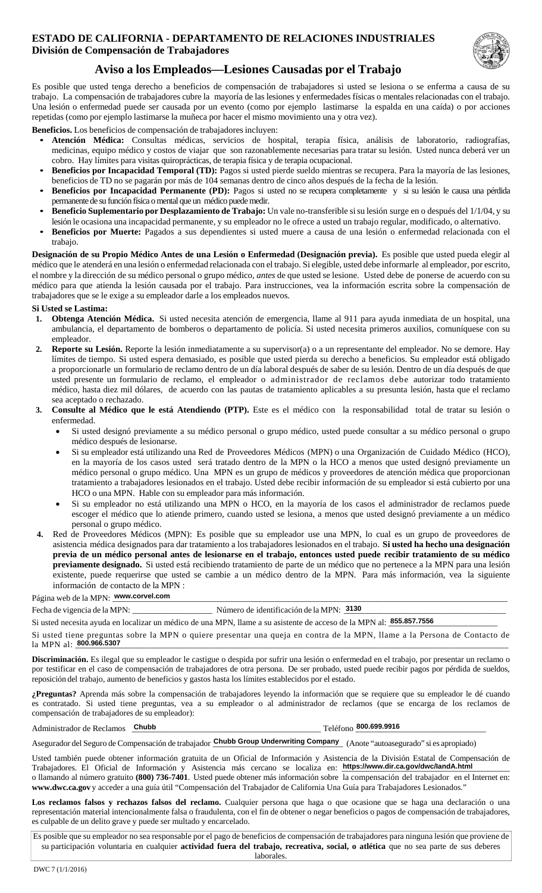**ESTADO DE CALIFORNIA - DEPARTAMENTO DE RELACIONES INDUSTRIALES**
**División de Compensación de Trabajadores**

# Aviso a los Empleados—Lesiones Causadas por el Trabajo

Es posible que usted tenga derecho a beneficios de compensación de trabajadores si usted se lesiona o se enferma a causa de su trabajo. La compensación de trabajadores cubre la mayoría de las lesiones y enfermedades físicas o mentales relacionadas con el trabajo. Una lesión o enfermedad puede ser causada por un evento (como por ejemplo lastimarse la espalda en una caída) o por acciones repetidas (como por ejemplo lastimarse la muñeca por hacer el mismo movimiento una y otra vez).

**Beneficios.** Los beneficios de compensación de trabajadores incluyen:

- **Atención Médica:** Consultas médicas, servicios de hospital, terapia física, análisis de laboratorio, radiografías, medicinas, equipo médico y costos de viajar que son razonablemente necesarias para tratar su lesión. Usted nunca deberá ver un cobro. Hay límites para visitas quiroprácticas, de terapia física y de terapia ocupacional.
- **Beneficios por Incapacidad Temporal (TD):** Pagos si usted pierde sueldo mientras se recupera. Para la mayoría de las lesiones, beneficios de TD no se pagarán por más de 104 semanas dentro de cinco años después de la fecha de la lesión.
- **Beneficios por Incapacidad Permanente (PD):** Pagos si usted no se recupera completamente y si su lesión le causa una pérdida permanente de su función física o mental que un médico puede medir.
- **Beneficio Suplementario por Desplazamiento de Trabajo:** Un vale no-transferible si su lesión surge en o después del 1/1/04, y su lesión le ocasiona una incapacidad permanente, y su empleador no le ofrece a usted un trabajo regular, modificado, o alternativo.
- **Beneficios por Muerte:** Pagados a sus dependientes si usted muere a causa de una lesión o enfermedad relacionada con el trabajo.

**Designación de su Propio Médico Antes de una Lesión o Enfermedad (Designación previa).** Es posible que usted pueda elegir al médico que le atenderá en una lesión o enfermedad relacionada con el trabajo. Si elegible, usted debe informarle al empleador, por escrito, el nombre y la dirección de su médico personal o grupo médico, *antes* de que usted se lesione. Usted debe de ponerse de acuerdo con su médico para que atienda la lesión causada por el trabajo. Para instrucciones, vea la información escrita sobre la compensación de trabajadores que se le exige a su empleador darle a los empleados nuevos.

**Si Usted se Lastima:**

1. **Obtenga Atención Médica.** Si usted necesita atención de emergencia, llame al 911 para ayuda inmediata de un hospital, una ambulancia, el departamento de bomberos o departamento de policía. Si usted necesita primeros auxilios, comuníquese con su empleador.
2. **Reporte su Lesión.** Reporte la lesión inmediatamente a su supervisor(a) o a un representante del empleador. No se demore. Hay límites de tiempo. Si usted espera demasiado, es posible que usted pierda su derecho a beneficios. Su empleador está obligado a proporcionarle un formulario de reclamo dentro de un día laboral después de saber de su lesión. Dentro de un día después de que usted presente un formulario de reclamo, el empleador o administrador de reclamos debe autorizar todo tratamiento médico, hasta diez mil dólares, de acuerdo con las pautas de tratamiento aplicables a su presunta lesión, hasta que el reclamo sea aceptado o rechazado.
3. **Consulte al Médico que le está Atendiendo (PTP).** Este es el médico con la responsabilidad total de tratar su lesión o enfermedad.
   - Si usted designó previamente a su médico personal o grupo médico, usted puede consultar a su médico personal o grupo médico después de lesionarse.
   - Si su empleador está utilizando una Red de Proveedores Médicos (MPN) o una Organización de Cuidado Médico (HCO), en la mayoría de los casos usted será tratado dentro de la MPN o la HCO a menos que usted designó previamente un médico personal o grupo médico. Una MPN es un grupo de médicos y proveedores de atención médica que proporcionan tratamiento a trabajadores lesionados en el trabajo. Usted debe recibir información de su empleador si está cubierto por una HCO o una MPN. Hable con su empleador para más información.
   - Si su empleador no está utilizando una MPN o HCO, en la mayoría de los casos el administrador de reclamos puede escoger el médico que lo atiende primero, cuando usted se lesiona, a menos que usted designó previamente a un médico personal o grupo médico.
4. Red de Proveedores Médicos (MPN): Es posible que su empleador use una MPN, lo cual es un grupo de proveedores de asistencia médica designados para dar tratamiento a los trabajadores lesionados en el trabajo. **Si usted ha hecho una designación previa de un médico personal antes de lesionarse en el trabajo, entonces usted puede recibir tratamiento de su médico previamente designado.** Si usted está recibiendo tratamiento de parte de un médico que no pertenece a la MPN para una lesión existente, puede requerirse que usted se cambie a un médico dentro de la MPN. Para más información, vea la siguiente información de contacto de la MPN :

Página web de la MPN: www.corvel.com

Fecha de vigencia de la MPN: ____________ Número de identificación de la MPN: 3130

Si usted necesita ayuda en localizar un médico de una MPN, llame a su asistente de acceso de la MPN al: 855.857.7556

Si usted tiene preguntas sobre la MPN o quiere presentar una queja en contra de la MPN, llame a la Persona de Contacto de la MPN al: 800.966.5307

**Discriminación.** Es ilegal que su empleador le castigue o despida por sufrir una lesión o enfermedad en el trabajo, por presentar un reclamo o por testificar en el caso de compensación de trabajadores de otra persona. De ser probado, usted puede recibir pagos por pérdida de sueldos, reposición del trabajo, aumento de beneficios y gastos hasta los límites establecidos por el estado.

**¿Preguntas?** Aprenda más sobre la compensación de trabajadores leyendo la información que se requiere que su empleador le dé cuando es contratado. Si usted tiene preguntas, vea a su empleador o al administrador de reclamos (que se encarga de los reclamos de compensación de trabajadores de su empleador):

Administrador de Reclamos Chubb Teléfono 800.699.9916

Asegurador del Seguro de Compensación de trabajador Chubb Group Underwriting Company (Anote "autoasegurado" si es apropiado)

Usted también puede obtener información gratuita de un Oficial de Información y Asistencia de la División Estatal de Compensación de Trabajadores. El Oficial de Información y Asistencia más cercano se localiza en: https://www.dir.ca.gov/dwc/IandA.html o llamando al número gratuito **(800) 736-7401**. Usted puede obtener más información sobre la compensación del trabajador en el Internet en: **www.dwc.ca.gov** y acceder a una guía útil "Compensación del Trabajador de California Una Guía para Trabajadores Lesionados."

**Los reclamos falsos y rechazos falsos del reclamo.** Cualquier persona que haga o que ocasione que se haga una declaración o una representación material intencionalmente falsa o fraudulenta, con el fin de obtener o negar beneficios o pagos de compensación de trabajadores, es culpable de un delito grave y puede ser multado y encarcelado.

Es posible que su empleador no sea responsable por el pago de beneficios de compensación de trabajadores para ninguna lesión que proviene de su participación voluntaria en cualquier **actividad fuera del trabajo, recreativa, social, o atlética** que no sea parte de sus deberes laborales.

DWC 7 (1/1/2016)